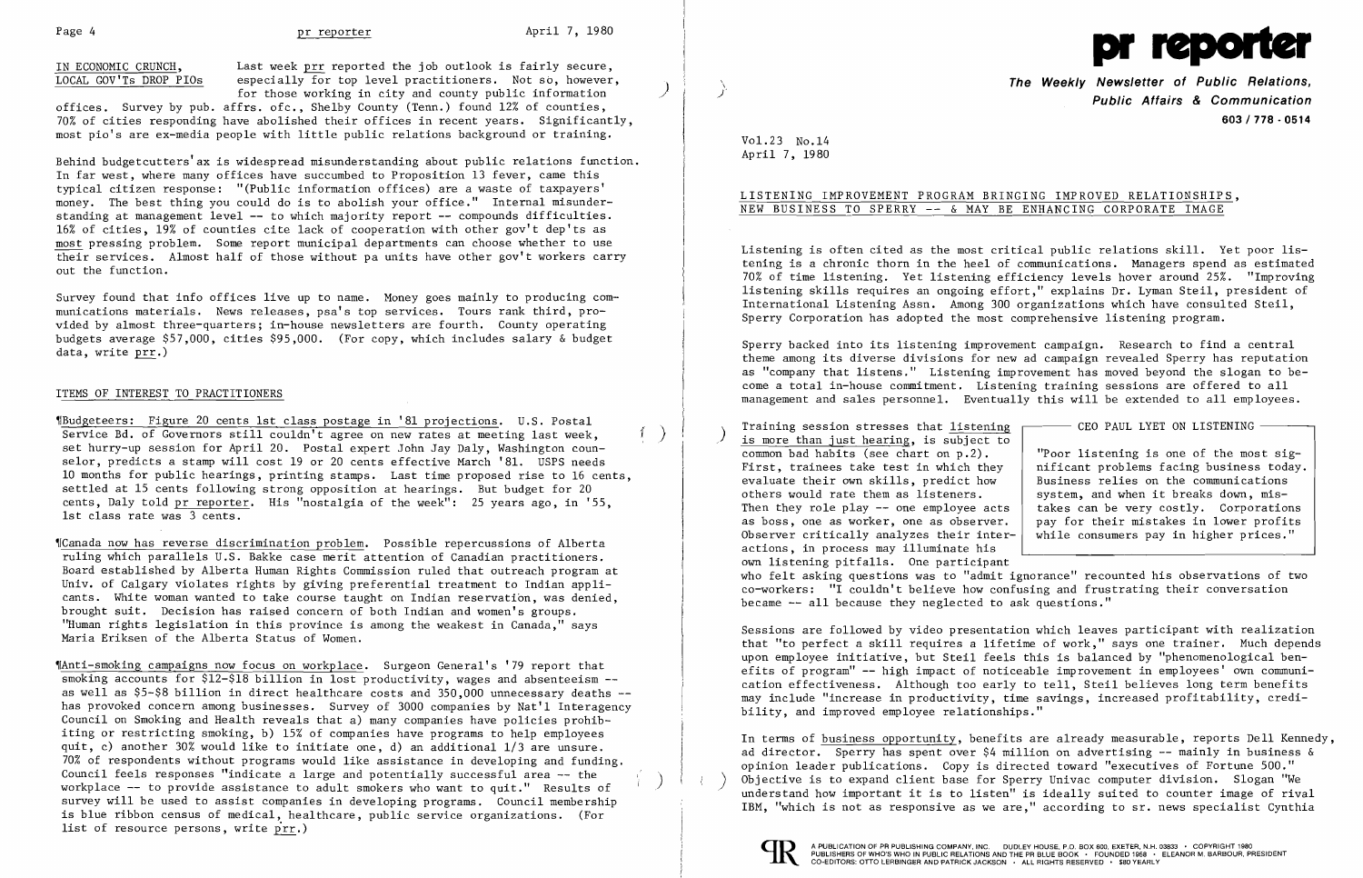IN ECONOMIC CRUNCH, LOCAL GOV'Ts DROP PIOs

Last week prr reported the job outlook is fairly secure, especially for top level practitioners. Not so, however, for those working in city and county public information offices. Survey by pub. affrs. ofc., Shelby County (Tenn.) found 12% of counties, 70% of cities responding have abolished their offices in recent years. Significantly, most pio's are ex-media people with little public relations background or training.

Behind budgetcutters' ax is widespread misunderstanding about public relations function. In far west, where many offices have succumbed to Proposition 13 fever, came this typical citizen response: "(Public information offices) are a waste of taxpayers' money. The best thing you could do is to abolish your office." Internal misunderstanding at management level -- to which majority report -- compounds difficulties. 16% of cities, 19% of counties cite lack of cooperation with other gov't dep'ts as most pressing problem. Some report municipal departments can choose whether to use their services. Almost half of those without pa units have other gov't workers carry out the function.

Survey found that info offices live up to name. Money goes mainly to producing communications materials. News releases, psa's top services. Tours rank third, provided by almost three-quarters; in-house newsletters are fourth. County operating budgets average $57,000, cities $95,000. (For copy, which includes salary & budget data, write prr.)

## ITEMS OF INTEREST TO PRACTITIONERS

¶Budgeteers: Figure 20 cents 1st class postage in '81 projections. U.S. Postal Service Bd. of Governors still couldn't agree on new rates at meeting last week, set hurry-up session for April 20. Postal expert John Jay Daly, Washington counselor, predicts a stamp will cost 19 or 20 cents effective March '81. USPS needs 10 months for public hearings, printing stamps. Last time proposed rise to 16 cents, settled at 15 cents following strong opposition at hearings. But budget for 20 cents, Daly told pr reporter. His "nostalgia of the week": 25 years ago, in '55, 1st class rate was 3 cents.

¶Canada now has reverse discrimination problem. Possible repercussions of Alberta ruling which parallels U.S. Bakke case merit attention of Canadian practitioners. Board established by Alberta Human Rights Commission ruled that outreach program at Univ. of Calgary violates rights by giving preferential treatment to Indian applicants. White woman wanted to take course taught on Indian reservation, was denied, brought suit. Decision has raised concern of both Indian and women's groups. "Human rights legislation in this province is among the weakest in Canada," says Maria Eriksen of the Alberta Status of Women.

¶Anti-smoking campaigns now focus on workplace. Surgeon General's '79 report that smoking accounts for $12-$18 billion in lost productivity, wages and absenteeism -- as well as $5-$8 billion in direct healthcare costs and 350,000 unnecessary deaths -- has provoked concern among businesses. Survey of 3000 companies by Nat'l Interagency Council on Smoking and Health reveals that a) many companies have policies prohibiting or restricting smoking, b) 15% of companies have programs to help employees quit, c) another 30% would like to initiate one, d) an additional 1/3 are unsure. 70% of respondents without programs would like assistance in developing and funding. Council feels responses "indicate a large and potentially successful area -- the workplace -- to provide assistance to adult smokers who want to quit." Results of survey will be used to assist companies in developing programs. Council membership is blue ribbon census of medical, healthcare, public service organizations. (For list of resource persons, write prr.)

# pr reporter

**The Weekly Newsletter of Public Relations, Public Affairs & Communication**

603 / 778 - 0514

Vol.23 No.14
April 7, 1980

## LISTENING IMPROVEMENT PROGRAM BRINGING IMPROVED RELATIONSHIPS, NEW BUSINESS TO SPERRY -- & MAY BE ENHANCING CORPORATE IMAGE

Listening is often cited as the most critical public relations skill. Yet poor listening is a chronic thorn in the heel of communications. Managers spend as estimated 70% of time listening. Yet listening efficiency levels hover around 25%. "Improving listening skills requires an ongoing effort," explains Dr. Lyman Steil, president of International Listening Assn. Among 300 organizations which have consulted Steil, Sperry Corporation has adopted the most comprehensive listening program.

Sperry backed into its listening improvement campaign. Research to find a central theme among its diverse divisions for new ad campaign revealed Sperry has reputation as "company that listens." Listening improvement has moved beyond the slogan to become a total in-house commitment. Listening training sessions are offered to all management and sales personnel. Eventually this will be extended to all employees.

Training session stresses that listening is more than just hearing, is subject to common bad habits (see chart on p.2). First, trainees take test in which they evaluate their own skills, predict how others would rate them as listeners. Then they role play -- one employee acts as boss, one as worker, one as observer. Observer critically analyzes their interactions, in process may illuminate his own listening pitfalls. One participant who felt asking questions was to "admit ignorance" recounted his observations of two co-workers: "I couldn't believe how confusing and frustrating their conversation became -- all because they neglected to ask questions."

> **CEO PAUL LYET ON LISTENING**
>
> "Poor listening is one of the most significant problems facing business today. Business relies on the communications system, and when it breaks down, mistakes can be very costly. Corporations pay for their mistakes in lower profits while consumers pay in higher prices."

Sessions are followed by video presentation which leaves participant with realization that "to perfect a skill requires a lifetime of work," says one trainer. Much depends upon employee initiative, but Steil feels this is balanced by "phenomenological benefits of program" -- high impact of noticeable improvement in employees' own communication effectiveness. Although too early to tell, Steil believes long term benefits may include "increase in productivity, time savings, increased profitability, credibility, and improved employee relationships."

In terms of business opportunity, benefits are already measurable, reports Dell Kennedy, ad director. Sperry has spent over $4 million on advertising -- mainly in business & opinion leader publications. Copy is directed toward "executives of Fortune 500." Objective is to expand client base for Sperry Univac computer division. Slogan "We understand how important it is to listen" is ideally suited to counter image of rival IBM, "which is not as responsive as we are," according to sr. news specialist Cynthia

A PUBLICATION OF PR PUBLISHING COMPANY, INC. DUDLEY HOUSE, P.O. BOX 600, EXETER, N.H. 03833 • COPYRIGHT 1980 PUBLISHERS OF WHO'S WHO IN PUBLIC RELATIONS AND THE PR BLUE BOOK • FOUNDED 1958 • ELEANOR M. BARBOUR, PRESIDENT CO-EDITORS: OTTO LERBINGER AND PATRICK JACKSON • ALL RIGHTS RESERVED • $80 YEARLY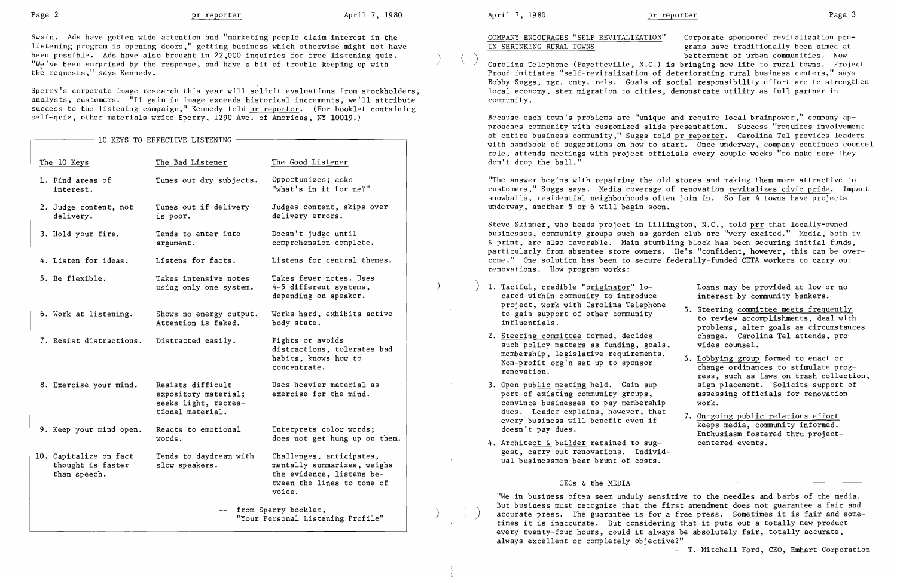Swain. Ads have gotten wide attention and "marketing people claim interest in the listening program is opening doors," getting business which otherwise might not have been possible. Ads have also brought in 22,000 inquiries for free listening quiz. "We've been surprised by the response, and have a bit of trouble keeping up with the requests," says Kennedy.

Sperry's corporate image research this year will solicit evaluations from stockholders, analysts, customers. "If gain in image exceeds historical increments, we'll attribute success to the listening campaign," Kennedy told pr reporter. (For booklet containing self-quiz, other materials write Sperry, 1290 Ave. of Americas, NY 10019.)

### 10 KEYS TO EFFECTIVE LISTENING

| The 10 Keys | The Bad Listener | The Good Listener |
|---|---|---|
| 1. Find areas of interest. | Tunes out dry subjects. | Opportunizes; asks "what's in it for me?" |
| 2. Judge content, not delivery. | Tunes out if delivery is poor. | Judges content, skips over delivery errors. |
| 3. Hold your fire. | Tends to enter into argument. | Doesn't judge until comprehension complete. |
| 4. Listen for ideas. | Listens for facts. | Listens for central themes. |
| 5. Be flexible. | Takes intensive notes using only one system. | Takes fewer notes. Uses 4-5 different systems, depending on speaker. |
| 6. Work at listening. | Shows no energy output. Attention is faked. | Works hard, exhibits active body state. |
| 7. Resist distractions. | Distracted easily. | Fights or avoids distractions, tolerates bad habits, knows how to concentrate. |
| 8. Exercise your mind. | Resists difficult expository material; seeks light, recreational material. | Uses heavier material as exercise for the mind. |
| 9. Keep your mind open. | Reacts to emotional words. | Interprets color words; does not get hung up on them. |
| 10. Capitalize on fact thought is faster than speech. | Tends to daydream with slow speakers. | Challenges, anticipates, mentally summarizes, weighs the evidence, listens between the lines to tone of voice. |

-- from Sperry booklet, "Your Personal Listening Profile"

## COMPANY ENCOURAGES "SELF REVITALIZATION" IN SHRINKING RURAL TOWNS

Corporate sponsored revitalization programs have traditionally been aimed at betterment of urban communities. Now Carolina Telephone (Fayetteville, N.C.) is bringing new life to rural towns. Project Proud initiates "self-revitalization of deteriorating rural business centers," says Bobby Suggs, mgr. cmty. rels. Goals of social responsibility effort are to strengthen local economy, stem migration to cities, demonstrate utility as full partner in community.

Because each town's problems are "unique and require local brainpower," company approaches community with customized slide presentation. Success "requires involvement of entire business community," Suggs told pr reporter. Carolina Tel provides leaders with handbook of suggestions on how to start. Once underway, company continues counsel role, attends meetings with project officials every couple weeks "to make sure they don't drop the ball."

"The answer begins with repairing the old stores and making them more attractive to customers," Suggs says. Media coverage of renovation revitalizes civic pride. Impact snowballs, residential neighborhoods often join in. So far 4 towns have projects underway, another 5 or 6 will begin soon.

Steve Skinner, who heads project in Lillington, N.C., told prr that locally-owned businesses, community groups such as garden club are "very excited." Media, both tv & print, are also favorable. Main stumbling block has been securing initial funds, particularly from absentee store owners. He's "confident, however, this can be overcome." One solution has been to secure federally-funded CETA workers to carry out renovations. How program works:

1. Tactful, credible "originator" located within community to introduce project, work with Carolina Telephone to gain support of other community influentials.
2. Steering committee formed, decides such policy matters as funding, goals, membership, legislative requirements. Non-profit org'n set up to sponsor renovation.
3. Open public meeting held. Gain support of existing community groups, convince businesses to pay membership dues. Leader explains, however, that every business will benefit even if doesn't pay dues.
4. Architect & builder retained to suggest, carry out renovations. Individual businessmen bear brunt of costs. Loans may be provided at low or no interest by community bankers.
5. Steering committee meets frequently to review accomplishments, deal with problems, alter goals as circumstances change. Carolina Tel attends, provides counsel.
6. Lobbying group formed to enact or change ordinances to stimulate progress, such as laws on trash collection, sign placement. Solicits support of assessing officials for renovation work.
7. On-going public relations effort keeps media, community informed. Enthusiasm fostered thru project-centered events.

### CEOs & the MEDIA

"We in business often seem unduly sensitive to the needles and barbs of the media. But business must recognize that the first amendment does not guarantee a fair and accurate press. The guarantee is for a free press. Sometimes it is fair and sometimes it is inaccurate. But considering that it puts out a totally new product every twenty-four hours, could it always be absolutely fair, totally accurate, always excellent or completely objective?"

-- T. Mitchell Ford, CEO, Emhart Corporation